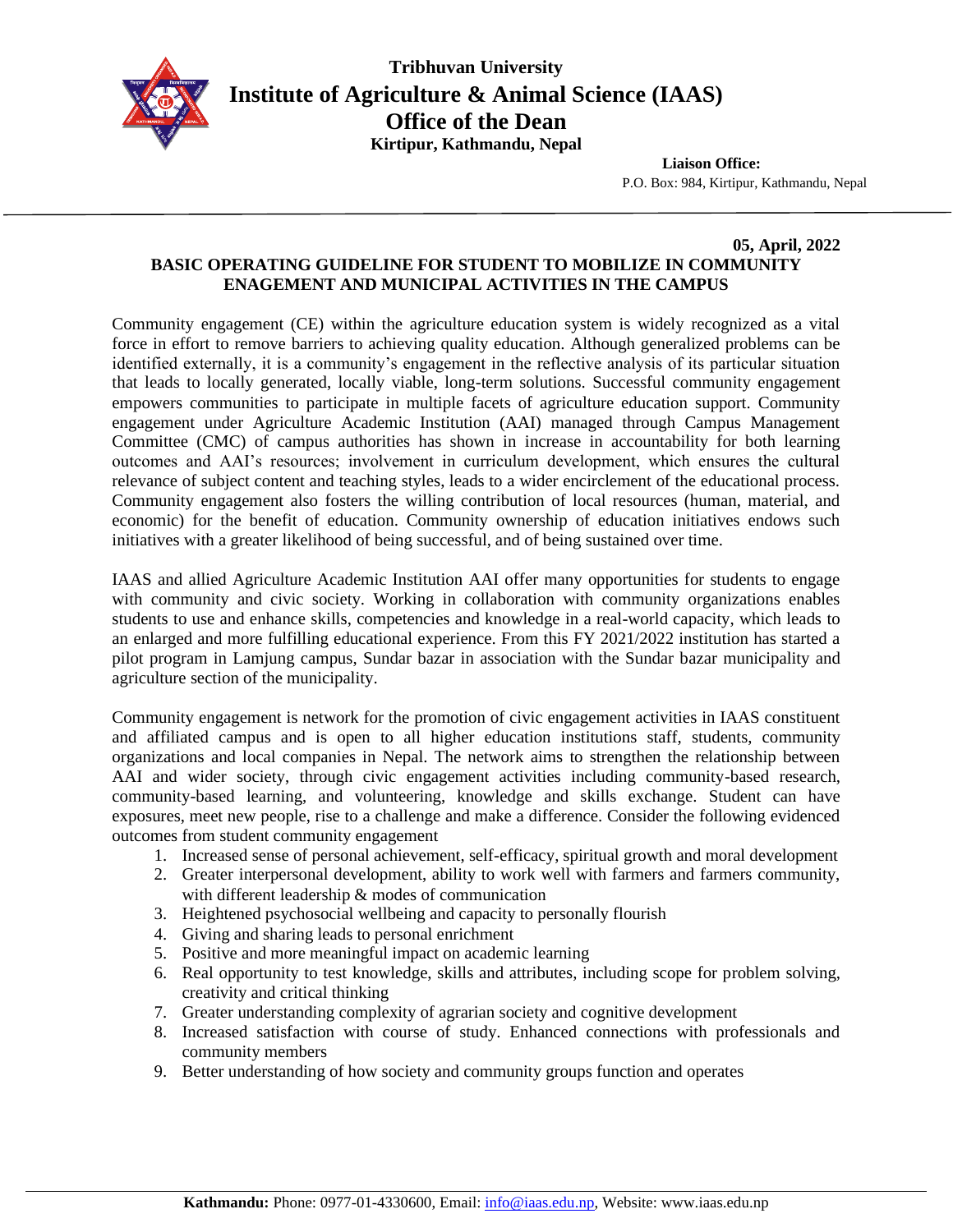**Tribhuvan University**

# Institute of Agriculture & Animal Science (IAAS)

## Office of the Dean

**Kirtipur, Kathmandu, Nepal**

**Liaison Office:**
P.O. Box: 984, Kirtipur, Kathmandu, Nepal

**05, April, 2022**

### BASIC OPERATING GUIDELINE FOR STUDENT TO MOBILIZE IN COMMUNITY ENAGEMENT AND MUNICIPAL ACTIVITIES IN THE CAMPUS

Community engagement (CE) within the agriculture education system is widely recognized as a vital force in effort to remove barriers to achieving quality education. Although generalized problems can be identified externally, it is a community's engagement in the reflective analysis of its particular situation that leads to locally generated, locally viable, long-term solutions. Successful community engagement empowers communities to participate in multiple facets of agriculture education support. Community engagement under Agriculture Academic Institution (AAI) managed through Campus Management Committee (CMC) of campus authorities has shown in increase in accountability for both learning outcomes and AAI's resources; involvement in curriculum development, which ensures the cultural relevance of subject content and teaching styles, leads to a wider encirclement of the educational process. Community engagement also fosters the willing contribution of local resources (human, material, and economic) for the benefit of education. Community ownership of education initiatives endows such initiatives with a greater likelihood of being successful, and of being sustained over time.

IAAS and allied Agriculture Academic Institution AAI offer many opportunities for students to engage with community and civic society. Working in collaboration with community organizations enables students to use and enhance skills, competencies and knowledge in a real-world capacity, which leads to an enlarged and more fulfilling educational experience. From this FY 2021/2022 institution has started a pilot program in Lamjung campus, Sundar bazar in association with the Sundar bazar municipality and agriculture section of the municipality.

Community engagement is network for the promotion of civic engagement activities in IAAS constituent and affiliated campus and is open to all higher education institutions staff, students, community organizations and local companies in Nepal. The network aims to strengthen the relationship between AAI and wider society, through civic engagement activities including community-based research, community-based learning, and volunteering, knowledge and skills exchange. Student can have exposures, meet new people, rise to a challenge and make a difference. Consider the following evidenced outcomes from student community engagement

1. Increased sense of personal achievement, self-efficacy, spiritual growth and moral development
2. Greater interpersonal development, ability to work well with farmers and farmers community, with different leadership & modes of communication
3. Heightened psychosocial wellbeing and capacity to personally flourish
4. Giving and sharing leads to personal enrichment
5. Positive and more meaningful impact on academic learning
6. Real opportunity to test knowledge, skills and attributes, including scope for problem solving, creativity and critical thinking
7. Greater understanding complexity of agrarian society and cognitive development
8. Increased satisfaction with course of study. Enhanced connections with professionals and community members
9. Better understanding of how society and community groups function and operates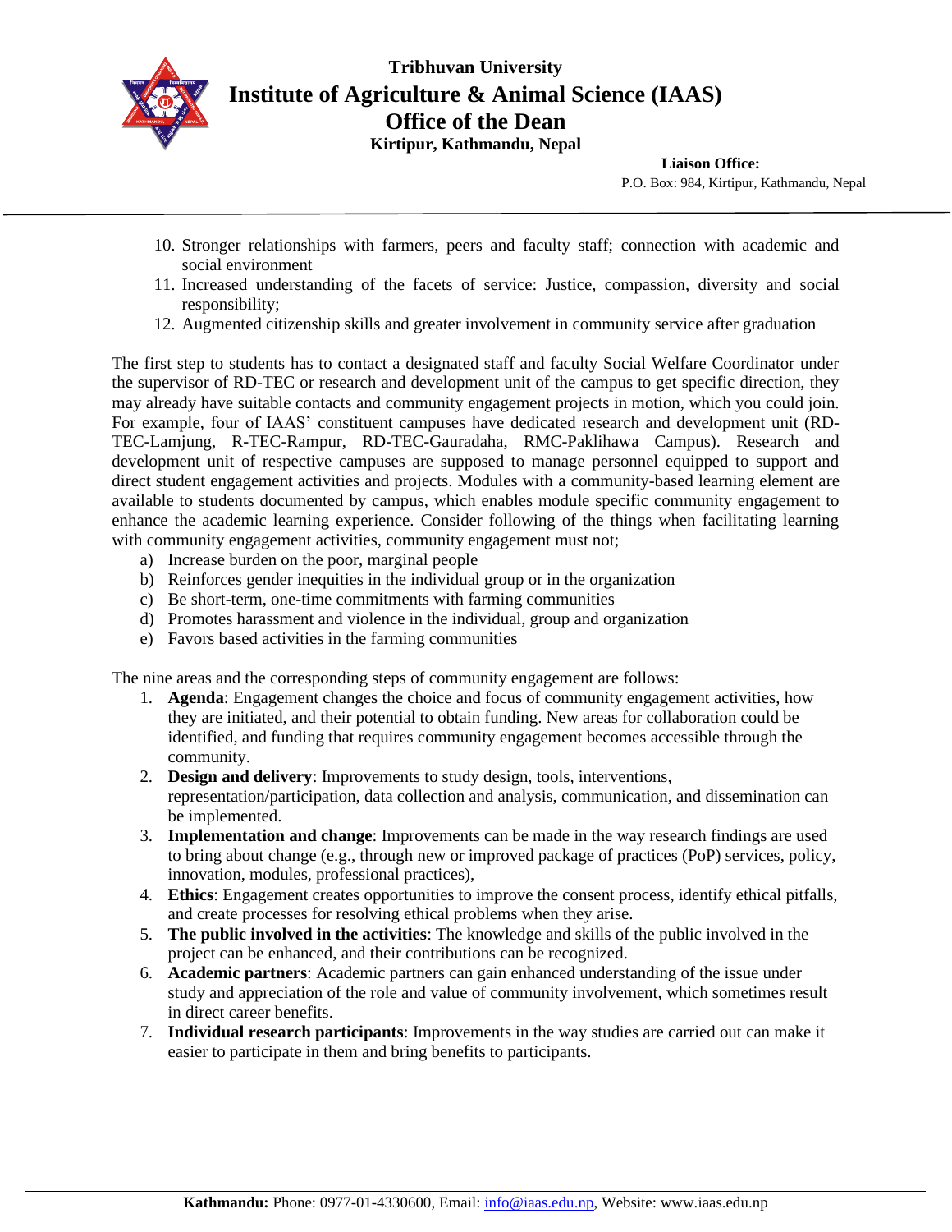10. Stronger relationships with farmers, peers and faculty staff; connection with academic and social environment
11. Increased understanding of the facets of service: Justice, compassion, diversity and social responsibility;
12. Augmented citizenship skills and greater involvement in community service after graduation

The first step to students has to contact a designated staff and faculty Social Welfare Coordinator under the supervisor of RD-TEC or research and development unit of the campus to get specific direction, they may already have suitable contacts and community engagement projects in motion, which you could join. For example, four of IAAS' constituent campuses have dedicated research and development unit (RD-TEC-Lamjung, R-TEC-Rampur, RD-TEC-Gauradaha, RMC-Paklihawa Campus). Research and development unit of respective campuses are supposed to manage personnel equipped to support and direct student engagement activities and projects. Modules with a community-based learning element are available to students documented by campus, which enables module specific community engagement to enhance the academic learning experience. Consider following of the things when facilitating learning with community engagement activities, community engagement must not;

a) Increase burden on the poor, marginal people
b) Reinforces gender inequities in the individual group or in the organization
c) Be short-term, one-time commitments with farming communities
d) Promotes harassment and violence in the individual, group and organization
e) Favors based activities in the farming communities

The nine areas and the corresponding steps of community engagement are follows:

1. **Agenda**: Engagement changes the choice and focus of community engagement activities, how they are initiated, and their potential to obtain funding. New areas for collaboration could be identified, and funding that requires community engagement becomes accessible through the community.
2. **Design and delivery**: Improvements to study design, tools, interventions, representation/participation, data collection and analysis, communication, and dissemination can be implemented.
3. **Implementation and change**: Improvements can be made in the way research findings are used to bring about change (e.g., through new or improved package of practices (PoP) services, policy, innovation, modules, professional practices),
4. **Ethics**: Engagement creates opportunities to improve the consent process, identify ethical pitfalls, and create processes for resolving ethical problems when they arise.
5. **The public involved in the activities**: The knowledge and skills of the public involved in the project can be enhanced, and their contributions can be recognized.
6. **Academic partners**: Academic partners can gain enhanced understanding of the issue under study and appreciation of the role and value of community involvement, which sometimes result in direct career benefits.
7. **Individual research participants**: Improvements in the way studies are carried out can make it easier to participate in them and bring benefits to participants.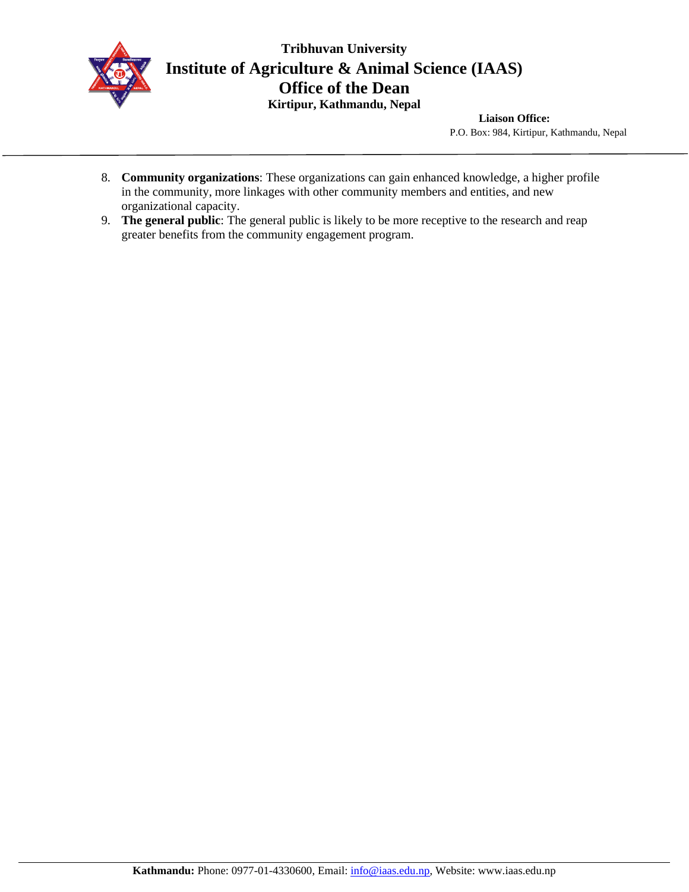8. **Community organizations**: These organizations can gain enhanced knowledge, a higher profile in the community, more linkages with other community members and entities, and new organizational capacity.
9. **The general public**: The general public is likely to be more receptive to the research and reap greater benefits from the community engagement program.